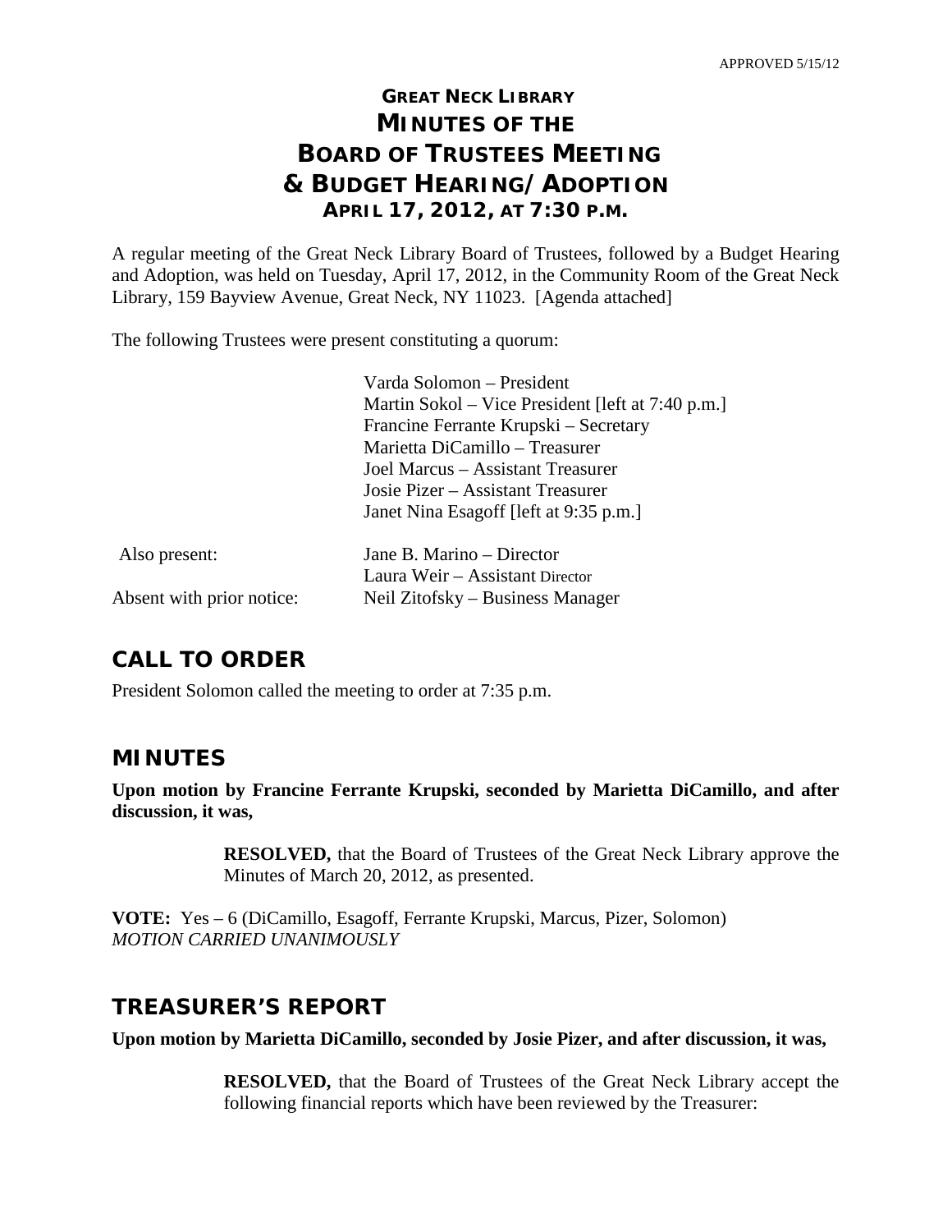APPROVED 5/15/12

# GREAT NECK LIBRARY
# MINUTES OF THE
# BOARD OF TRUSTEES MEETING
# & BUDGET HEARING/ADOPTION
## APRIL 17, 2012, AT 7:30 P.M.

A regular meeting of the Great Neck Library Board of Trustees, followed by a Budget Hearing and Adoption, was held on Tuesday, April 17, 2012, in the Community Room of the Great Neck Library, 159 Bayview Avenue, Great Neck, NY 11023. [Agenda attached]

The following Trustees were present constituting a quorum:

Varda Solomon – President
Martin Sokol – Vice President [left at 7:40 p.m.]
Francine Ferrante Krupski – Secretary
Marietta DiCamillo – Treasurer
Joel Marcus – Assistant Treasurer
Josie Pizer – Assistant Treasurer
Janet Nina Esagoff [left at 9:35 p.m.]

Also present: Jane B. Marino – Director
Laura Weir – Assistant Director

Absent with prior notice: Neil Zitofsky – Business Manager

## CALL TO ORDER

President Solomon called the meeting to order at 7:35 p.m.

## MINUTES

**Upon motion by Francine Ferrante Krupski, seconded by Marietta DiCamillo, and after discussion, it was,**

> **RESOLVED,** that the Board of Trustees of the Great Neck Library approve the Minutes of March 20, 2012, as presented.

**VOTE:** Yes – 6 (DiCamillo, Esagoff, Ferrante Krupski, Marcus, Pizer, Solomon)
*MOTION CARRIED UNANIMOUSLY*

## TREASURER'S REPORT

**Upon motion by Marietta DiCamillo, seconded by Josie Pizer, and after discussion, it was,**

> **RESOLVED,** that the Board of Trustees of the Great Neck Library accept the following financial reports which have been reviewed by the Treasurer: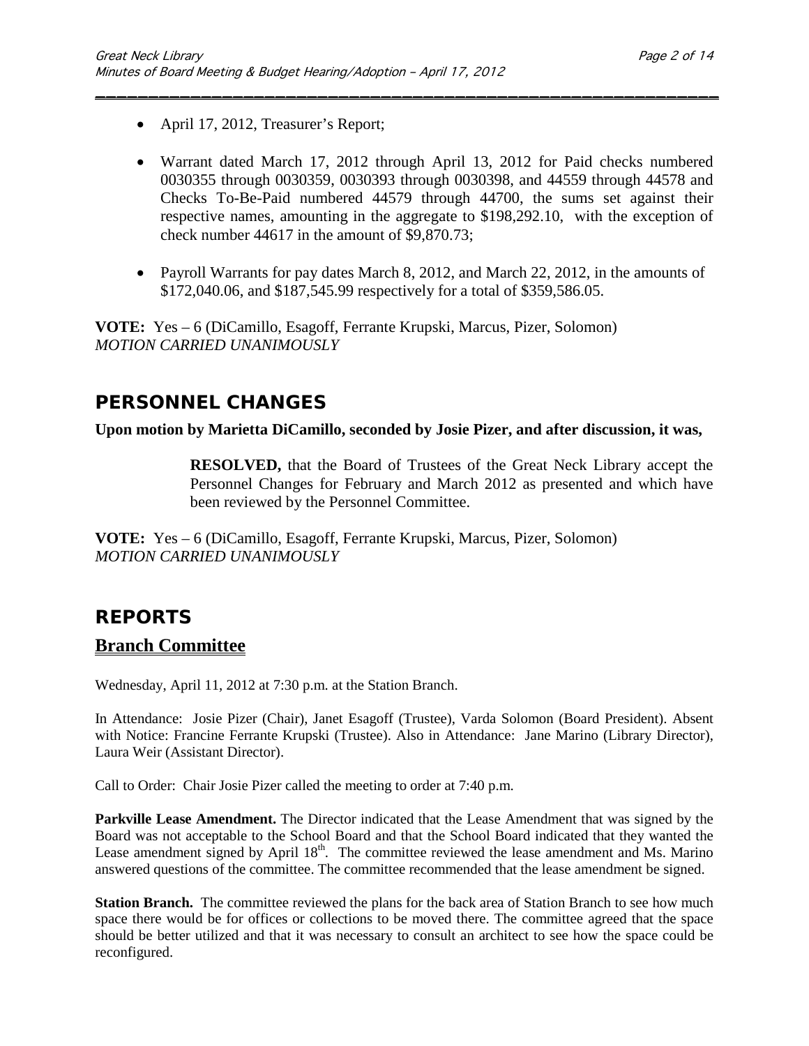- April 17, 2012, Treasurer's Report;
- Warrant dated March 17, 2012 through April 13, 2012 for Paid checks numbered 0030355 through 0030359, 0030393 through 0030398, and 44559 through 44578 and Checks To-Be-Paid numbered 44579 through 44700, the sums set against their respective names, amounting in the aggregate to $198,292.10, with the exception of check number 44617 in the amount of $9,870.73;
- Payroll Warrants for pay dates March 8, 2012, and March 22, 2012, in the amounts of $172,040.06, and $187,545.99 respectively for a total of $359,586.05.

**VOTE:** Yes – 6 (DiCamillo, Esagoff, Ferrante Krupski, Marcus, Pizer, Solomon)
*MOTION CARRIED UNANIMOUSLY*

## PERSONNEL CHANGES

**Upon motion by Marietta DiCamillo, seconded by Josie Pizer, and after discussion, it was,**

> **RESOLVED,** that the Board of Trustees of the Great Neck Library accept the Personnel Changes for February and March 2012 as presented and which have been reviewed by the Personnel Committee.

**VOTE:** Yes – 6 (DiCamillo, Esagoff, Ferrante Krupski, Marcus, Pizer, Solomon)
*MOTION CARRIED UNANIMOUSLY*

## REPORTS

### Branch Committee

Wednesday, April 11, 2012 at 7:30 p.m. at the Station Branch.

In Attendance: Josie Pizer (Chair), Janet Esagoff (Trustee), Varda Solomon (Board President). Absent with Notice: Francine Ferrante Krupski (Trustee). Also in Attendance: Jane Marino (Library Director), Laura Weir (Assistant Director).

Call to Order: Chair Josie Pizer called the meeting to order at 7:40 p.m.

**Parkville Lease Amendment.** The Director indicated that the Lease Amendment that was signed by the Board was not acceptable to the School Board and that the School Board indicated that they wanted the Lease amendment signed by April 18th. The committee reviewed the lease amendment and Ms. Marino answered questions of the committee. The committee recommended that the lease amendment be signed.

**Station Branch.** The committee reviewed the plans for the back area of Station Branch to see how much space there would be for offices or collections to be moved there. The committee agreed that the space should be better utilized and that it was necessary to consult an architect to see how the space could be reconfigured.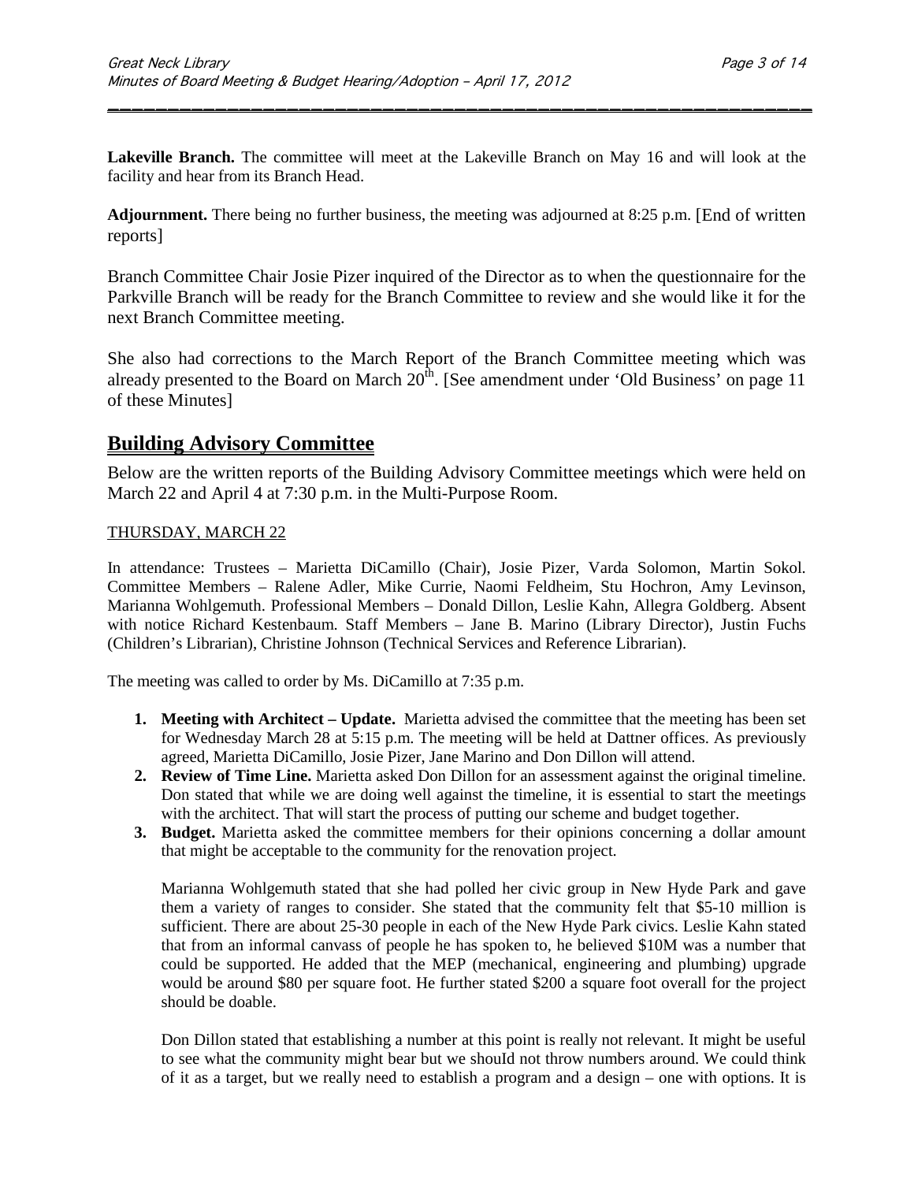**Lakeville Branch.** The committee will meet at the Lakeville Branch on May 16 and will look at the facility and hear from its Branch Head.

**Adjournment.** There being no further business, the meeting was adjourned at 8:25 p.m. [End of written reports]

Branch Committee Chair Josie Pizer inquired of the Director as to when the questionnaire for the Parkville Branch will be ready for the Branch Committee to review and she would like it for the next Branch Committee meeting.

She also had corrections to the March Report of the Branch Committee meeting which was already presented to the Board on March 20th. [See amendment under 'Old Business' on page 11 of these Minutes]

## Building Advisory Committee

Below are the written reports of the Building Advisory Committee meetings which were held on March 22 and April 4 at 7:30 p.m. in the Multi-Purpose Room.

THURSDAY, MARCH 22

In attendance: Trustees – Marietta DiCamillo (Chair), Josie Pizer, Varda Solomon, Martin Sokol. Committee Members – Ralene Adler, Mike Currie, Naomi Feldheim, Stu Hochron, Amy Levinson, Marianna Wohlgemuth. Professional Members – Donald Dillon, Leslie Kahn, Allegra Goldberg. Absent with notice Richard Kestenbaum. Staff Members – Jane B. Marino (Library Director), Justin Fuchs (Children's Librarian), Christine Johnson (Technical Services and Reference Librarian).

The meeting was called to order by Ms. DiCamillo at 7:35 p.m.

1. **Meeting with Architect – Update.** Marietta advised the committee that the meeting has been set for Wednesday March 28 at 5:15 p.m. The meeting will be held at Dattner offices. As previously agreed, Marietta DiCamillo, Josie Pizer, Jane Marino and Don Dillon will attend.
2. **Review of Time Line.** Marietta asked Don Dillon for an assessment against the original timeline. Don stated that while we are doing well against the timeline, it is essential to start the meetings with the architect. That will start the process of putting our scheme and budget together.
3. **Budget.** Marietta asked the committee members for their opinions concerning a dollar amount that might be acceptable to the community for the renovation project.

   Marianna Wohlgemuth stated that she had polled her civic group in New Hyde Park and gave them a variety of ranges to consider. She stated that the community felt that $5-10 million is sufficient. There are about 25-30 people in each of the New Hyde Park civics. Leslie Kahn stated that from an informal canvass of people he has spoken to, he believed $10M was a number that could be supported. He added that the MEP (mechanical, engineering and plumbing) upgrade would be around $80 per square foot. He further stated $200 a square foot overall for the project should be doable.

   Don Dillon stated that establishing a number at this point is really not relevant. It might be useful to see what the community might bear but we should not throw numbers around. We could think of it as a target, but we really need to establish a program and a design – one with options. It is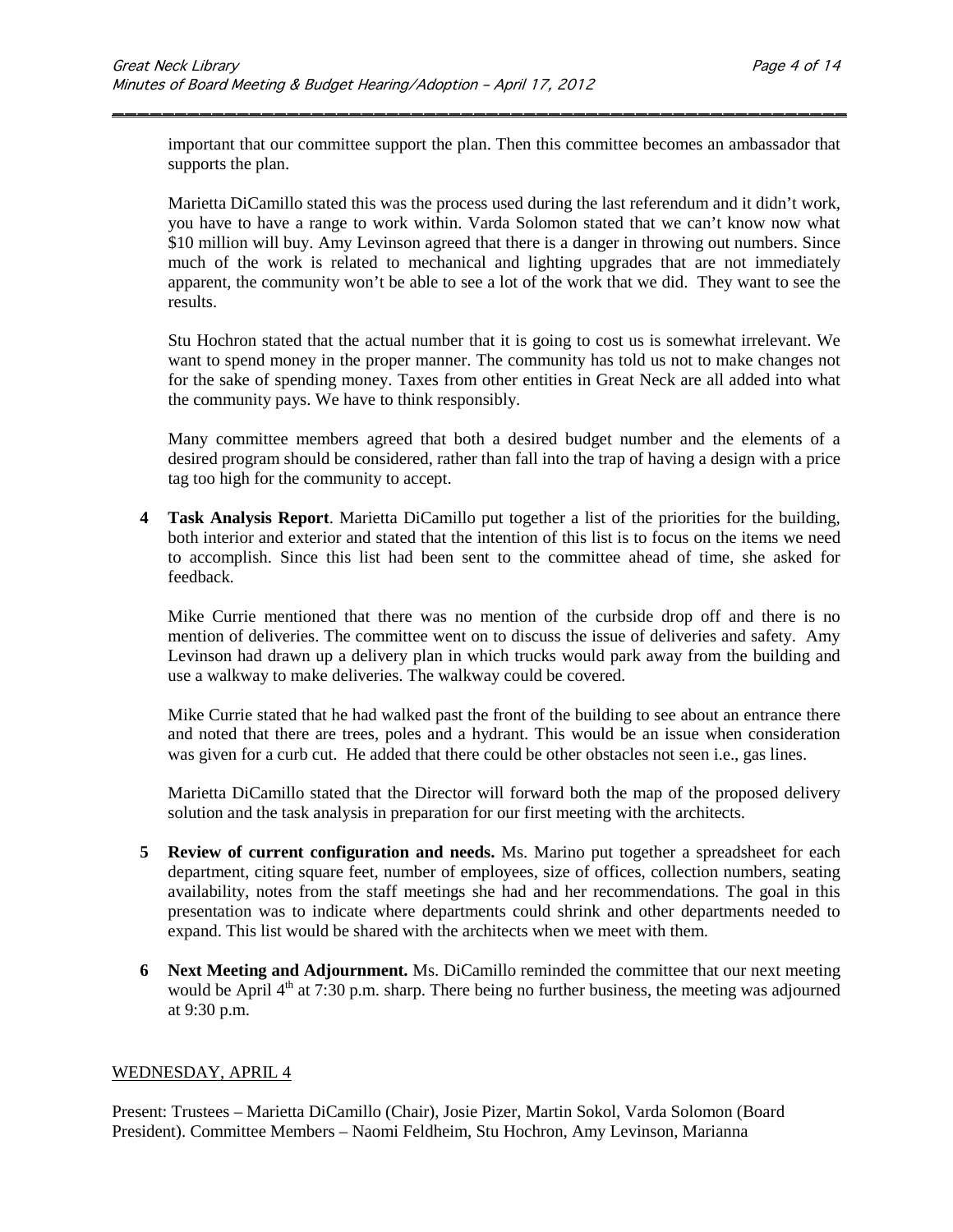important that our committee support the plan. Then this committee becomes an ambassador that supports the plan.

Marietta DiCamillo stated this was the process used during the last referendum and it didn't work, you have to have a range to work within. Varda Solomon stated that we can't know now what \$10 million will buy. Amy Levinson agreed that there is a danger in throwing out numbers. Since much of the work is related to mechanical and lighting upgrades that are not immediately apparent, the community won't be able to see a lot of the work that we did. They want to see the results.

Stu Hochron stated that the actual number that it is going to cost us is somewhat irrelevant. We want to spend money in the proper manner. The community has told us not to make changes not for the sake of spending money. Taxes from other entities in Great Neck are all added into what the community pays. We have to think responsibly.

Many committee members agreed that both a desired budget number and the elements of a desired program should be considered, rather than fall into the trap of having a design with a price tag too high for the community to accept.

**4 Task Analysis Report**. Marietta DiCamillo put together a list of the priorities for the building, both interior and exterior and stated that the intention of this list is to focus on the items we need to accomplish. Since this list had been sent to the committee ahead of time, she asked for feedback.

Mike Currie mentioned that there was no mention of the curbside drop off and there is no mention of deliveries. The committee went on to discuss the issue of deliveries and safety. Amy Levinson had drawn up a delivery plan in which trucks would park away from the building and use a walkway to make deliveries. The walkway could be covered.

Mike Currie stated that he had walked past the front of the building to see about an entrance there and noted that there are trees, poles and a hydrant. This would be an issue when consideration was given for a curb cut. He added that there could be other obstacles not seen i.e., gas lines.

Marietta DiCamillo stated that the Director will forward both the map of the proposed delivery solution and the task analysis in preparation for our first meeting with the architects.

**5 Review of current configuration and needs.** Ms. Marino put together a spreadsheet for each department, citing square feet, number of employees, size of offices, collection numbers, seating availability, notes from the staff meetings she had and her recommendations. The goal in this presentation was to indicate where departments could shrink and other departments needed to expand. This list would be shared with the architects when we meet with them.

**6 Next Meeting and Adjournment.** Ms. DiCamillo reminded the committee that our next meeting would be April 4th at 7:30 p.m. sharp. There being no further business, the meeting was adjourned at 9:30 p.m.

WEDNESDAY, APRIL 4

Present: Trustees – Marietta DiCamillo (Chair), Josie Pizer, Martin Sokol, Varda Solomon (Board President). Committee Members – Naomi Feldheim, Stu Hochron, Amy Levinson, Marianna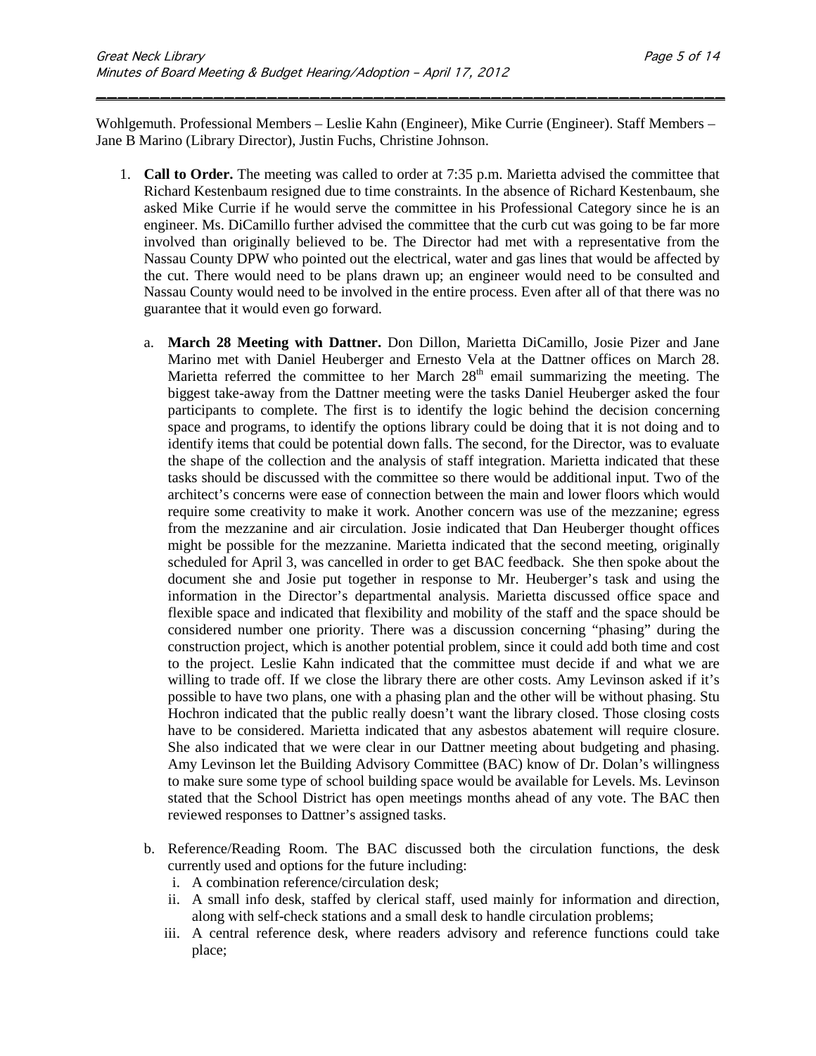Wohlgemuth. Professional Members – Leslie Kahn (Engineer), Mike Currie (Engineer). Staff Members – Jane B Marino (Library Director), Justin Fuchs, Christine Johnson.

1. **Call to Order.** The meeting was called to order at 7:35 p.m. Marietta advised the committee that Richard Kestenbaum resigned due to time constraints. In the absence of Richard Kestenbaum, she asked Mike Currie if he would serve the committee in his Professional Category since he is an engineer. Ms. DiCamillo further advised the committee that the curb cut was going to be far more involved than originally believed to be. The Director had met with a representative from the Nassau County DPW who pointed out the electrical, water and gas lines that would be affected by the cut. There would need to be plans drawn up; an engineer would need to be consulted and Nassau County would need to be involved in the entire process. Even after all of that there was no guarantee that it would even go forward.

   a. **March 28 Meeting with Dattner.** Don Dillon, Marietta DiCamillo, Josie Pizer and Jane Marino met with Daniel Heuberger and Ernesto Vela at the Dattner offices on March 28. Marietta referred the committee to her March 28th email summarizing the meeting. The biggest take-away from the Dattner meeting were the tasks Daniel Heuberger asked the four participants to complete. The first is to identify the logic behind the decision concerning space and programs, to identify the options library could be doing that it is not doing and to identify items that could be potential down falls. The second, for the Director, was to evaluate the shape of the collection and the analysis of staff integration. Marietta indicated that these tasks should be discussed with the committee so there would be additional input. Two of the architect's concerns were ease of connection between the main and lower floors which would require some creativity to make it work. Another concern was use of the mezzanine; egress from the mezzanine and air circulation. Josie indicated that Dan Heuberger thought offices might be possible for the mezzanine. Marietta indicated that the second meeting, originally scheduled for April 3, was cancelled in order to get BAC feedback. She then spoke about the document she and Josie put together in response to Mr. Heuberger's task and using the information in the Director's departmental analysis. Marietta discussed office space and flexible space and indicated that flexibility and mobility of the staff and the space should be considered number one priority. There was a discussion concerning "phasing" during the construction project, which is another potential problem, since it could add both time and cost to the project. Leslie Kahn indicated that the committee must decide if and what we are willing to trade off. If we close the library there are other costs. Amy Levinson asked if it's possible to have two plans, one with a phasing plan and the other will be without phasing. Stu Hochron indicated that the public really doesn't want the library closed. Those closing costs have to be considered. Marietta indicated that any asbestos abatement will require closure. She also indicated that we were clear in our Dattner meeting about budgeting and phasing. Amy Levinson let the Building Advisory Committee (BAC) know of Dr. Dolan's willingness to make sure some type of school building space would be available for Levels. Ms. Levinson stated that the School District has open meetings months ahead of any vote. The BAC then reviewed responses to Dattner's assigned tasks.

   b. Reference/Reading Room. The BAC discussed both the circulation functions, the desk currently used and options for the future including:
      i. A combination reference/circulation desk;
      ii. A small info desk, staffed by clerical staff, used mainly for information and direction, along with self-check stations and a small desk to handle circulation problems;
      iii. A central reference desk, where readers advisory and reference functions could take place;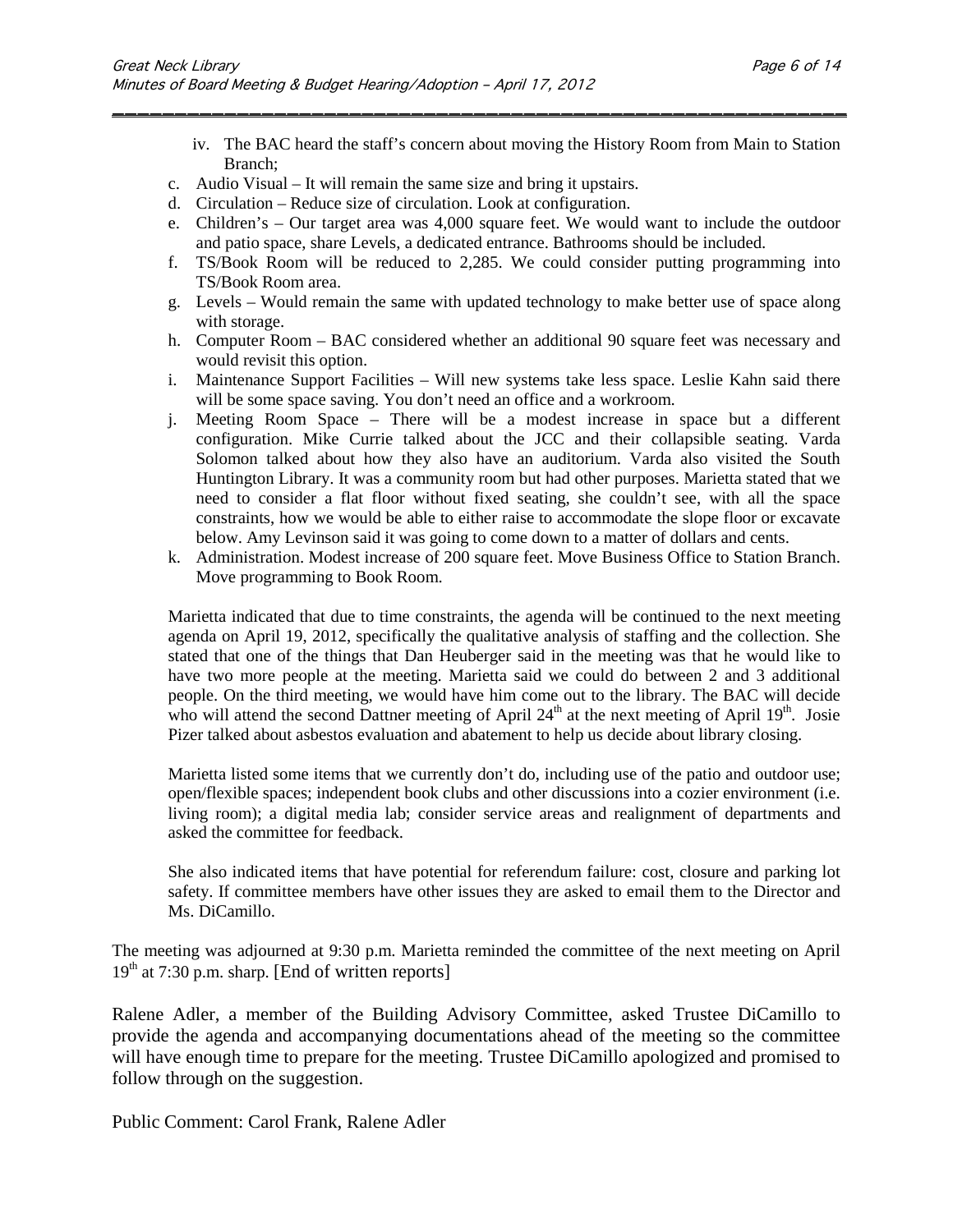iv. The BAC heard the staff's concern about moving the History Room from Main to Station Branch;

c. Audio Visual – It will remain the same size and bring it upstairs.
d. Circulation – Reduce size of circulation. Look at configuration.
e. Children's – Our target area was 4,000 square feet. We would want to include the outdoor and patio space, share Levels, a dedicated entrance. Bathrooms should be included.
f. TS/Book Room will be reduced to 2,285. We could consider putting programming into TS/Book Room area.
g. Levels – Would remain the same with updated technology to make better use of space along with storage.
h. Computer Room – BAC considered whether an additional 90 square feet was necessary and would revisit this option.
i. Maintenance Support Facilities – Will new systems take less space. Leslie Kahn said there will be some space saving. You don't need an office and a workroom.
j. Meeting Room Space – There will be a modest increase in space but a different configuration. Mike Currie talked about the JCC and their collapsible seating. Varda Solomon talked about how they also have an auditorium. Varda also visited the South Huntington Library. It was a community room but had other purposes. Marietta stated that we need to consider a flat floor without fixed seating, she couldn't see, with all the space constraints, how we would be able to either raise to accommodate the slope floor or excavate below. Amy Levinson said it was going to come down to a matter of dollars and cents.
k. Administration. Modest increase of 200 square feet. Move Business Office to Station Branch. Move programming to Book Room.

Marietta indicated that due to time constraints, the agenda will be continued to the next meeting agenda on April 19, 2012, specifically the qualitative analysis of staffing and the collection. She stated that one of the things that Dan Heuberger said in the meeting was that he would like to have two more people at the meeting. Marietta said we could do between 2 and 3 additional people. On the third meeting, we would have him come out to the library. The BAC will decide who will attend the second Dattner meeting of April 24th at the next meeting of April 19th. Josie Pizer talked about asbestos evaluation and abatement to help us decide about library closing.

Marietta listed some items that we currently don't do, including use of the patio and outdoor use; open/flexible spaces; independent book clubs and other discussions into a cozier environment (i.e. living room); a digital media lab; consider service areas and realignment of departments and asked the committee for feedback.

She also indicated items that have potential for referendum failure: cost, closure and parking lot safety. If committee members have other issues they are asked to email them to the Director and Ms. DiCamillo.

The meeting was adjourned at 9:30 p.m. Marietta reminded the committee of the next meeting on April 19th at 7:30 p.m. sharp. [End of written reports]

Ralene Adler, a member of the Building Advisory Committee, asked Trustee DiCamillo to provide the agenda and accompanying documentations ahead of the meeting so the committee will have enough time to prepare for the meeting. Trustee DiCamillo apologized and promised to follow through on the suggestion.

Public Comment: Carol Frank, Ralene Adler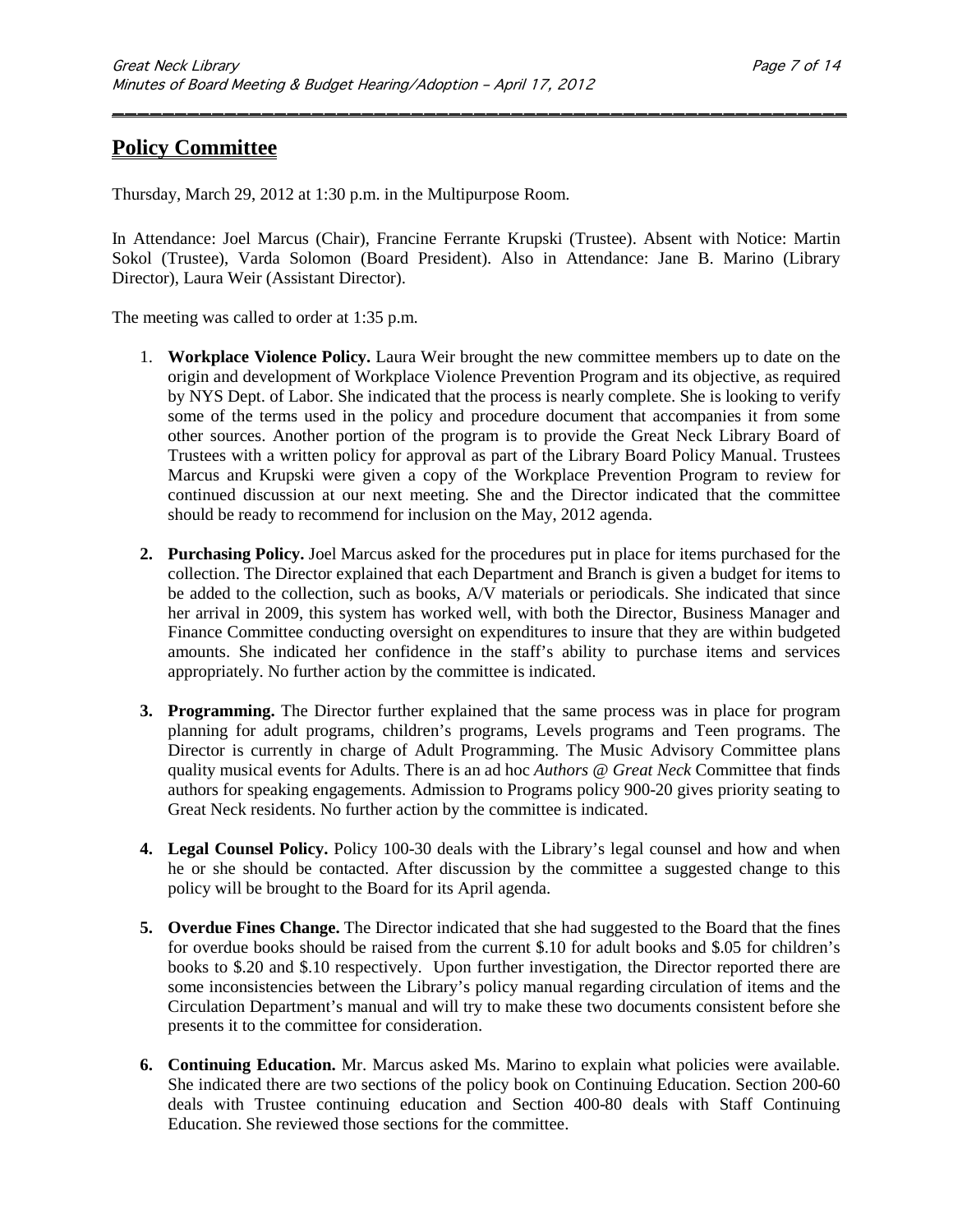## Policy Committee

Thursday, March 29, 2012 at 1:30 p.m. in the Multipurpose Room.

In Attendance: Joel Marcus (Chair), Francine Ferrante Krupski (Trustee). Absent with Notice: Martin Sokol (Trustee), Varda Solomon (Board President). Also in Attendance: Jane B. Marino (Library Director), Laura Weir (Assistant Director).

The meeting was called to order at 1:35 p.m.

1. **Workplace Violence Policy.** Laura Weir brought the new committee members up to date on the origin and development of Workplace Violence Prevention Program and its objective, as required by NYS Dept. of Labor. She indicated that the process is nearly complete. She is looking to verify some of the terms used in the policy and procedure document that accompanies it from some other sources. Another portion of the program is to provide the Great Neck Library Board of Trustees with a written policy for approval as part of the Library Board Policy Manual. Trustees Marcus and Krupski were given a copy of the Workplace Prevention Program to review for continued discussion at our next meeting. She and the Director indicated that the committee should be ready to recommend for inclusion on the May, 2012 agenda.

2. **Purchasing Policy.** Joel Marcus asked for the procedures put in place for items purchased for the collection. The Director explained that each Department and Branch is given a budget for items to be added to the collection, such as books, A/V materials or periodicals. She indicated that since her arrival in 2009, this system has worked well, with both the Director, Business Manager and Finance Committee conducting oversight on expenditures to insure that they are within budgeted amounts. She indicated her confidence in the staff's ability to purchase items and services appropriately. No further action by the committee is indicated.

3. **Programming.** The Director further explained that the same process was in place for program planning for adult programs, children's programs, Levels programs and Teen programs. The Director is currently in charge of Adult Programming. The Music Advisory Committee plans quality musical events for Adults. There is an ad hoc *Authors @ Great Neck* Committee that finds authors for speaking engagements. Admission to Programs policy 900-20 gives priority seating to Great Neck residents. No further action by the committee is indicated.

4. **Legal Counsel Policy.** Policy 100-30 deals with the Library's legal counsel and how and when he or she should be contacted. After discussion by the committee a suggested change to this policy will be brought to the Board for its April agenda.

5. **Overdue Fines Change.** The Director indicated that she had suggested to the Board that the fines for overdue books should be raised from the current $.10 for adult books and $.05 for children's books to $.20 and $.10 respectively. Upon further investigation, the Director reported there are some inconsistencies between the Library's policy manual regarding circulation of items and the Circulation Department's manual and will try to make these two documents consistent before she presents it to the committee for consideration.

6. **Continuing Education.** Mr. Marcus asked Ms. Marino to explain what policies were available. She indicated there are two sections of the policy book on Continuing Education. Section 200-60 deals with Trustee continuing education and Section 400-80 deals with Staff Continuing Education. She reviewed those sections for the committee.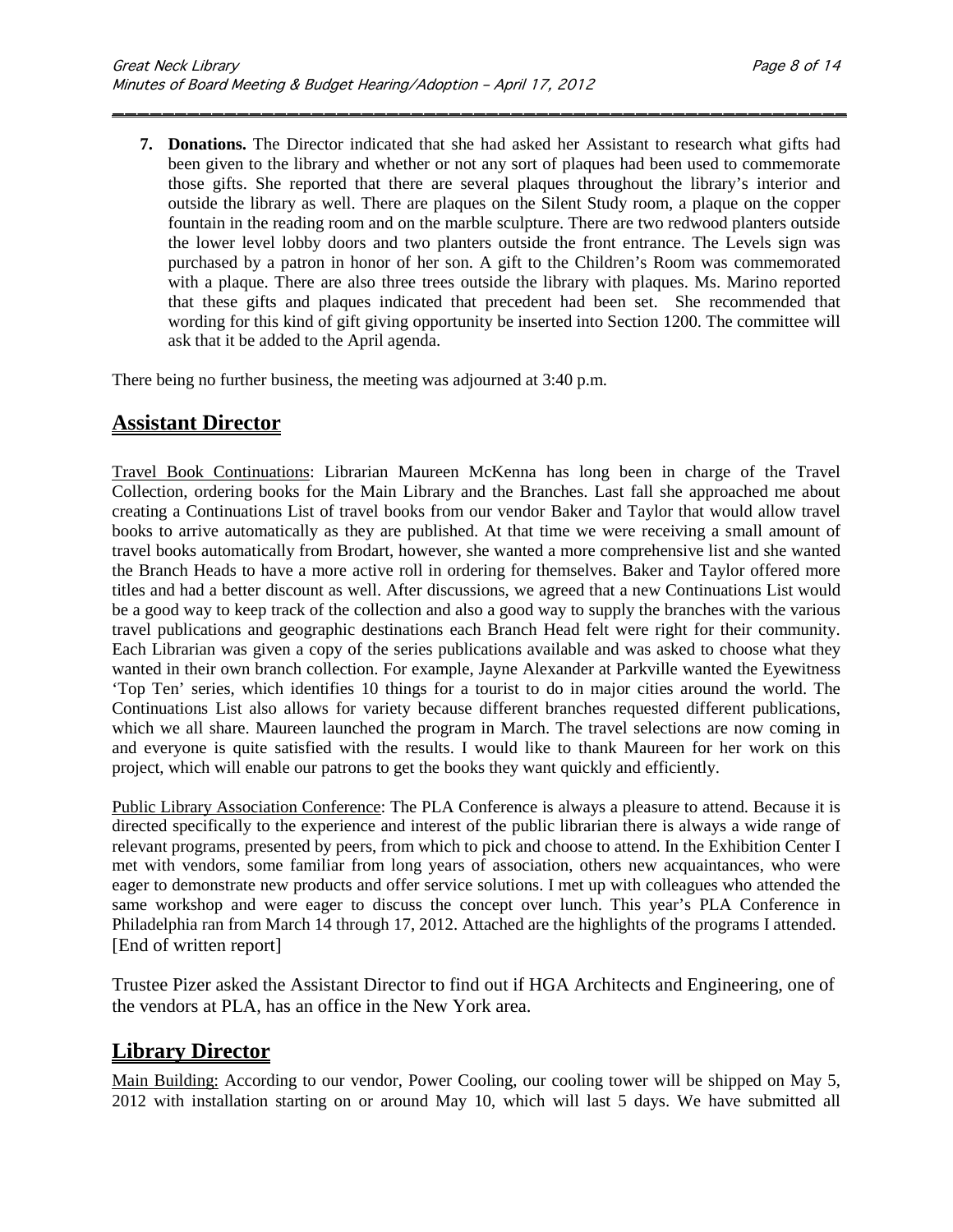7. **Donations.** The Director indicated that she had asked her Assistant to research what gifts had been given to the library and whether or not any sort of plaques had been used to commemorate those gifts. She reported that there are several plaques throughout the library's interior and outside the library as well. There are plaques on the Silent Study room, a plaque on the copper fountain in the reading room and on the marble sculpture. There are two redwood planters outside the lower level lobby doors and two planters outside the front entrance. The Levels sign was purchased by a patron in honor of her son. A gift to the Children's Room was commemorated with a plaque. There are also three trees outside the library with plaques. Ms. Marino reported that these gifts and plaques indicated that precedent had been set. She recommended that wording for this kind of gift giving opportunity be inserted into Section 1200. The committee will ask that it be added to the April agenda.

There being no further business, the meeting was adjourned at 3:40 p.m.

## Assistant Director

Travel Book Continuations: Librarian Maureen McKenna has long been in charge of the Travel Collection, ordering books for the Main Library and the Branches. Last fall she approached me about creating a Continuations List of travel books from our vendor Baker and Taylor that would allow travel books to arrive automatically as they are published. At that time we were receiving a small amount of travel books automatically from Brodart, however, she wanted a more comprehensive list and she wanted the Branch Heads to have a more active roll in ordering for themselves. Baker and Taylor offered more titles and had a better discount as well. After discussions, we agreed that a new Continuations List would be a good way to keep track of the collection and also a good way to supply the branches with the various travel publications and geographic destinations each Branch Head felt were right for their community. Each Librarian was given a copy of the series publications available and was asked to choose what they wanted in their own branch collection. For example, Jayne Alexander at Parkville wanted the Eyewitness 'Top Ten' series, which identifies 10 things for a tourist to do in major cities around the world. The Continuations List also allows for variety because different branches requested different publications, which we all share. Maureen launched the program in March. The travel selections are now coming in and everyone is quite satisfied with the results. I would like to thank Maureen for her work on this project, which will enable our patrons to get the books they want quickly and efficiently.

Public Library Association Conference: The PLA Conference is always a pleasure to attend. Because it is directed specifically to the experience and interest of the public librarian there is always a wide range of relevant programs, presented by peers, from which to pick and choose to attend. In the Exhibition Center I met with vendors, some familiar from long years of association, others new acquaintances, who were eager to demonstrate new products and offer service solutions. I met up with colleagues who attended the same workshop and were eager to discuss the concept over lunch. This year's PLA Conference in Philadelphia ran from March 14 through 17, 2012. Attached are the highlights of the programs I attended.
[End of written report]

Trustee Pizer asked the Assistant Director to find out if HGA Architects and Engineering, one of the vendors at PLA, has an office in the New York area.

## Library Director

Main Building: According to our vendor, Power Cooling, our cooling tower will be shipped on May 5, 2012 with installation starting on or around May 10, which will last 5 days. We have submitted all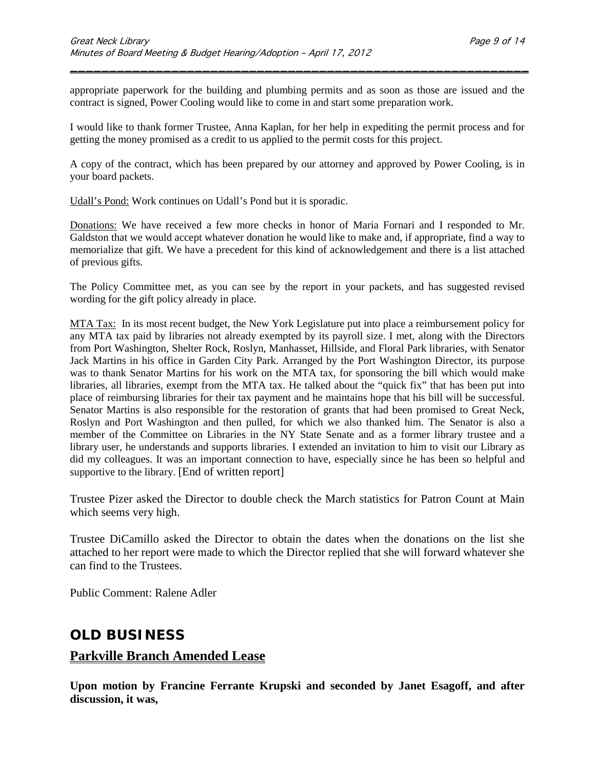appropriate paperwork for the building and plumbing permits and as soon as those are issued and the contract is signed, Power Cooling would like to come in and start some preparation work.

I would like to thank former Trustee, Anna Kaplan, for her help in expediting the permit process and for getting the money promised as a credit to us applied to the permit costs for this project.

A copy of the contract, which has been prepared by our attorney and approved by Power Cooling, is in your board packets.

<u>Udall's Pond:</u> Work continues on Udall's Pond but it is sporadic.

<u>Donations:</u> We have received a few more checks in honor of Maria Fornari and I responded to Mr. Galdston that we would accept whatever donation he would like to make and, if appropriate, find a way to memorialize that gift. We have a precedent for this kind of acknowledgement and there is a list attached of previous gifts.

The Policy Committee met, as you can see by the report in your packets, and has suggested revised wording for the gift policy already in place.

<u>MTA Tax:</u> In its most recent budget, the New York Legislature put into place a reimbursement policy for any MTA tax paid by libraries not already exempted by its payroll size. I met, along with the Directors from Port Washington, Shelter Rock, Roslyn, Manhasset, Hillside, and Floral Park libraries, with Senator Jack Martins in his office in Garden City Park. Arranged by the Port Washington Director, its purpose was to thank Senator Martins for his work on the MTA tax, for sponsoring the bill which would make libraries, all libraries, exempt from the MTA tax. He talked about the "quick fix" that has been put into place of reimbursing libraries for their tax payment and he maintains hope that his bill will be successful. Senator Martins is also responsible for the restoration of grants that had been promised to Great Neck, Roslyn and Port Washington and then pulled, for which we also thanked him. The Senator is also a member of the Committee on Libraries in the NY State Senate and as a former library trustee and a library user, he understands and supports libraries. I extended an invitation to him to visit our Library as did my colleagues. It was an important connection to have, especially since he has been so helpful and supportive to the library. [End of written report]

Trustee Pizer asked the Director to double check the March statistics for Patron Count at Main which seems very high.

Trustee DiCamillo asked the Director to obtain the dates when the donations on the list she attached to her report were made to which the Director replied that she will forward whatever she can find to the Trustees.

Public Comment: Ralene Adler

## OLD BUSINESS

### <u>Parkville Branch Amended Lease</u>

**Upon motion by Francine Ferrante Krupski and seconded by Janet Esagoff, and after discussion, it was,**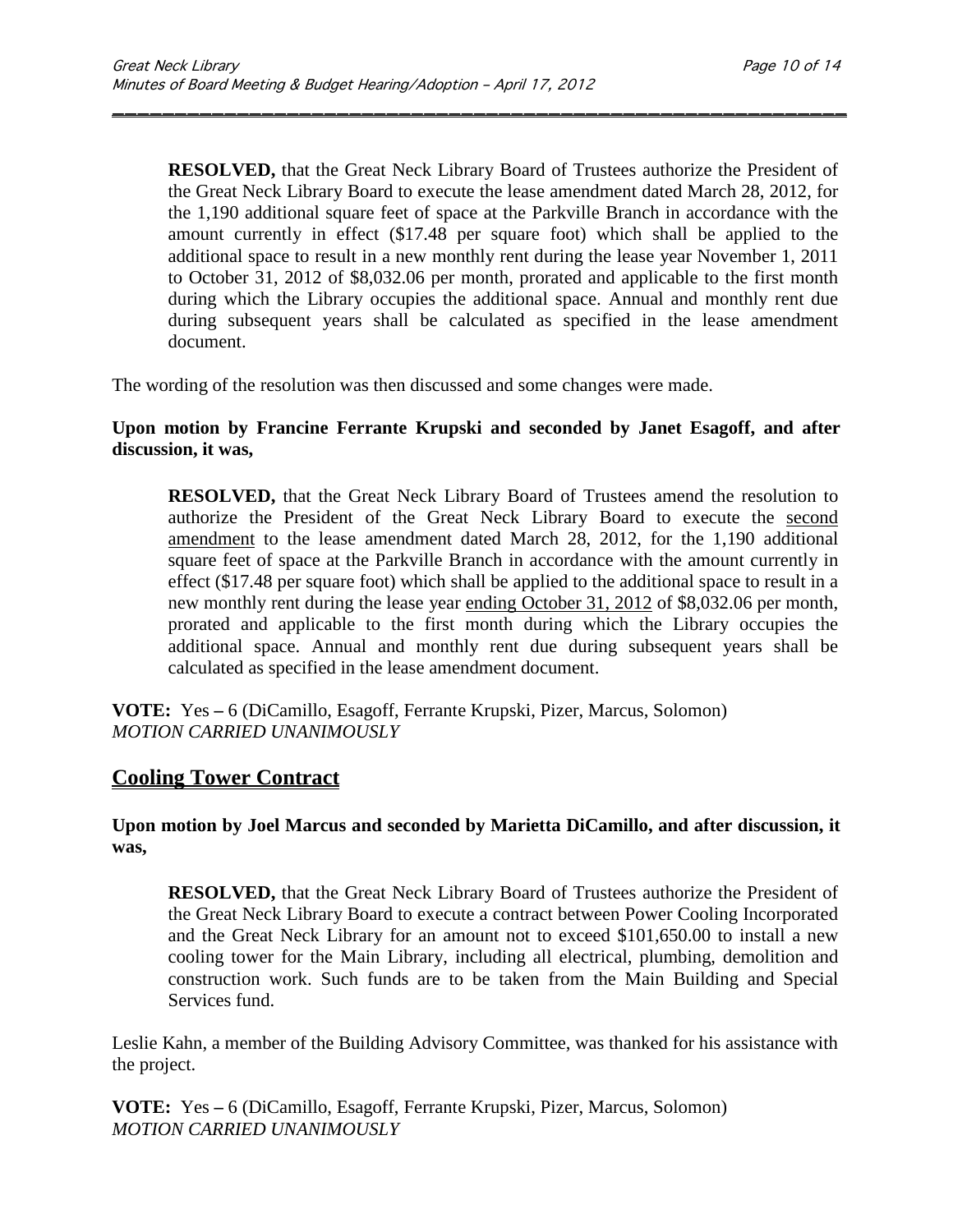> **RESOLVED,** that the Great Neck Library Board of Trustees authorize the President of the Great Neck Library Board to execute the lease amendment dated March 28, 2012, for the 1,190 additional square feet of space at the Parkville Branch in accordance with the amount currently in effect ($17.48 per square foot) which shall be applied to the additional space to result in a new monthly rent during the lease year November 1, 2011 to October 31, 2012 of $8,032.06 per month, prorated and applicable to the first month during which the Library occupies the additional space. Annual and monthly rent due during subsequent years shall be calculated as specified in the lease amendment document.

The wording of the resolution was then discussed and some changes were made.

**Upon motion by Francine Ferrante Krupski and seconded by Janet Esagoff, and after discussion, it was,**

> **RESOLVED,** that the Great Neck Library Board of Trustees amend the resolution to authorize the President of the Great Neck Library Board to execute the <u>second amendment</u> to the lease amendment dated March 28, 2012, for the 1,190 additional square feet of space at the Parkville Branch in accordance with the amount currently in effect ($17.48 per square foot) which shall be applied to the additional space to result in a new monthly rent during the lease year <u>ending October 31, 2012</u> of $8,032.06 per month, prorated and applicable to the first month during which the Library occupies the additional space. Annual and monthly rent due during subsequent years shall be calculated as specified in the lease amendment document.

**VOTE:** Yes – 6 (DiCamillo, Esagoff, Ferrante Krupski, Pizer, Marcus, Solomon)
*MOTION CARRIED UNANIMOUSLY*

## Cooling Tower Contract

**Upon motion by Joel Marcus and seconded by Marietta DiCamillo, and after discussion, it was,**

> **RESOLVED,** that the Great Neck Library Board of Trustees authorize the President of the Great Neck Library Board to execute a contract between Power Cooling Incorporated and the Great Neck Library for an amount not to exceed $101,650.00 to install a new cooling tower for the Main Library, including all electrical, plumbing, demolition and construction work. Such funds are to be taken from the Main Building and Special Services fund.

Leslie Kahn, a member of the Building Advisory Committee, was thanked for his assistance with the project.

**VOTE:** Yes – 6 (DiCamillo, Esagoff, Ferrante Krupski, Pizer, Marcus, Solomon)
*MOTION CARRIED UNANIMOUSLY*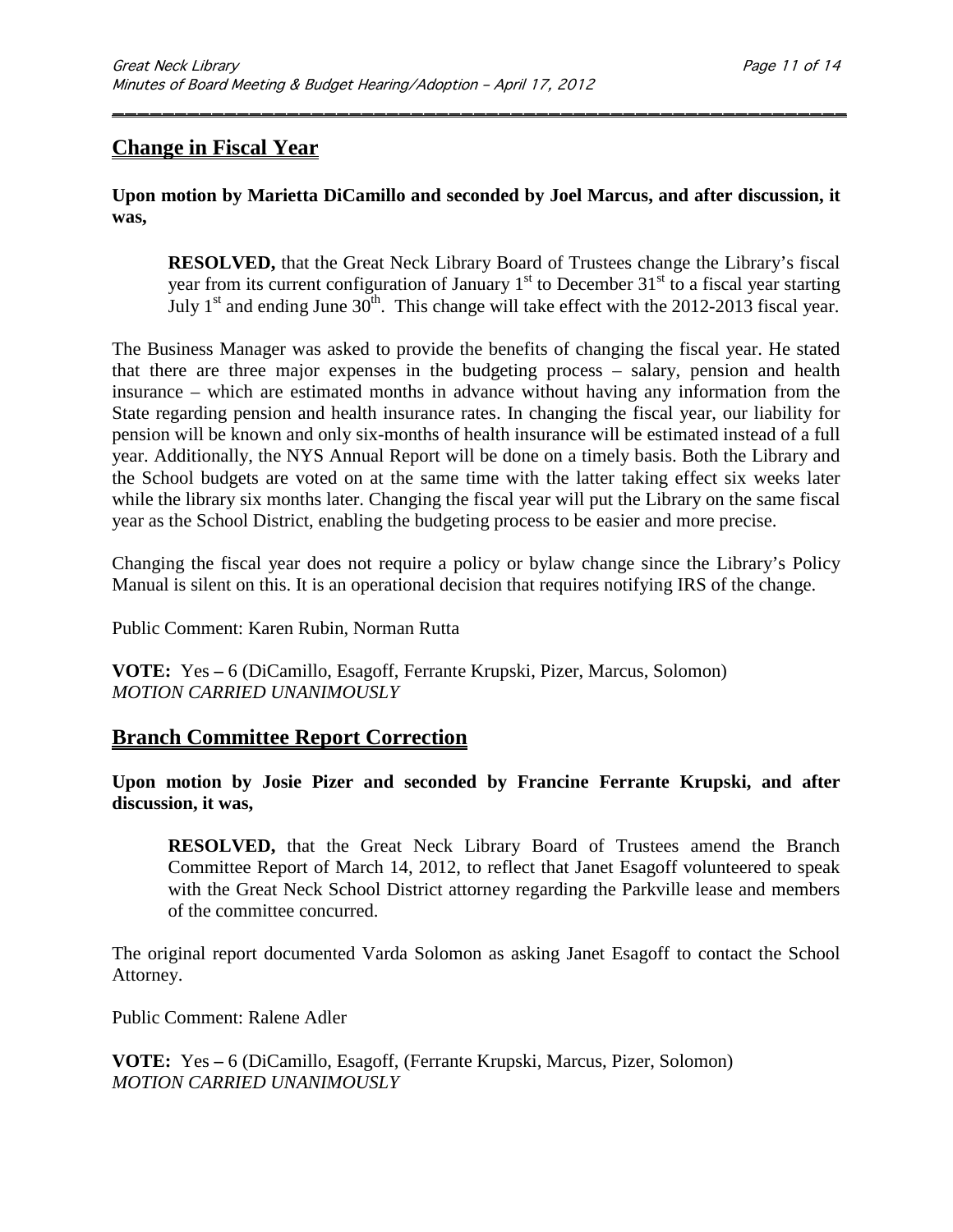## Change in Fiscal Year

**Upon motion by Marietta DiCamillo and seconded by Joel Marcus, and after discussion, it was,**

> **RESOLVED,** that the Great Neck Library Board of Trustees change the Library's fiscal year from its current configuration of January 1st to December 31st to a fiscal year starting July 1st and ending June 30th. This change will take effect with the 2012-2013 fiscal year.

The Business Manager was asked to provide the benefits of changing the fiscal year. He stated that there are three major expenses in the budgeting process – salary, pension and health insurance – which are estimated months in advance without having any information from the State regarding pension and health insurance rates. In changing the fiscal year, our liability for pension will be known and only six-months of health insurance will be estimated instead of a full year. Additionally, the NYS Annual Report will be done on a timely basis. Both the Library and the School budgets are voted on at the same time with the latter taking effect six weeks later while the library six months later. Changing the fiscal year will put the Library on the same fiscal year as the School District, enabling the budgeting process to be easier and more precise.

Changing the fiscal year does not require a policy or bylaw change since the Library's Policy Manual is silent on this. It is an operational decision that requires notifying IRS of the change.

Public Comment: Karen Rubin, Norman Rutta

**VOTE:** Yes **–** 6 (DiCamillo, Esagoff, Ferrante Krupski, Pizer, Marcus, Solomon)
*MOTION CARRIED UNANIMOUSLY*

## Branch Committee Report Correction

**Upon motion by Josie Pizer and seconded by Francine Ferrante Krupski, and after discussion, it was,**

> **RESOLVED,** that the Great Neck Library Board of Trustees amend the Branch Committee Report of March 14, 2012, to reflect that Janet Esagoff volunteered to speak with the Great Neck School District attorney regarding the Parkville lease and members of the committee concurred.

The original report documented Varda Solomon as asking Janet Esagoff to contact the School Attorney.

Public Comment: Ralene Adler

**VOTE:** Yes **–** 6 (DiCamillo, Esagoff, (Ferrante Krupski, Marcus, Pizer, Solomon)
*MOTION CARRIED UNANIMOUSLY*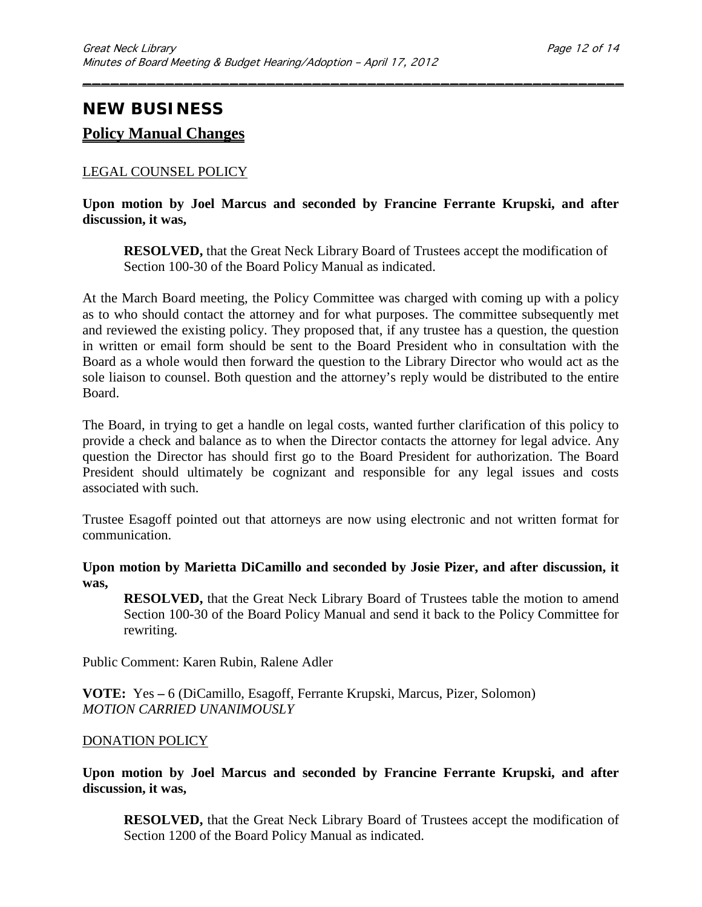## NEW BUSINESS

### Policy Manual Changes

LEGAL COUNSEL POLICY

**Upon motion by Joel Marcus and seconded by Francine Ferrante Krupski, and after discussion, it was,**

> **RESOLVED,** that the Great Neck Library Board of Trustees accept the modification of Section 100-30 of the Board Policy Manual as indicated.

At the March Board meeting, the Policy Committee was charged with coming up with a policy as to who should contact the attorney and for what purposes. The committee subsequently met and reviewed the existing policy. They proposed that, if any trustee has a question, the question in written or email form should be sent to the Board President who in consultation with the Board as a whole would then forward the question to the Library Director who would act as the sole liaison to counsel. Both question and the attorney's reply would be distributed to the entire Board.

The Board, in trying to get a handle on legal costs, wanted further clarification of this policy to provide a check and balance as to when the Director contacts the attorney for legal advice. Any question the Director has should first go to the Board President for authorization. The Board President should ultimately be cognizant and responsible for any legal issues and costs associated with such.

Trustee Esagoff pointed out that attorneys are now using electronic and not written format for communication.

**Upon motion by Marietta DiCamillo and seconded by Josie Pizer, and after discussion, it was,**

> **RESOLVED,** that the Great Neck Library Board of Trustees table the motion to amend Section 100-30 of the Board Policy Manual and send it back to the Policy Committee for rewriting.

Public Comment: Karen Rubin, Ralene Adler

**VOTE:** Yes – 6 (DiCamillo, Esagoff, Ferrante Krupski, Marcus, Pizer, Solomon)
*MOTION CARRIED UNANIMOUSLY*

DONATION POLICY

**Upon motion by Joel Marcus and seconded by Francine Ferrante Krupski, and after discussion, it was,**

> **RESOLVED,** that the Great Neck Library Board of Trustees accept the modification of Section 1200 of the Board Policy Manual as indicated.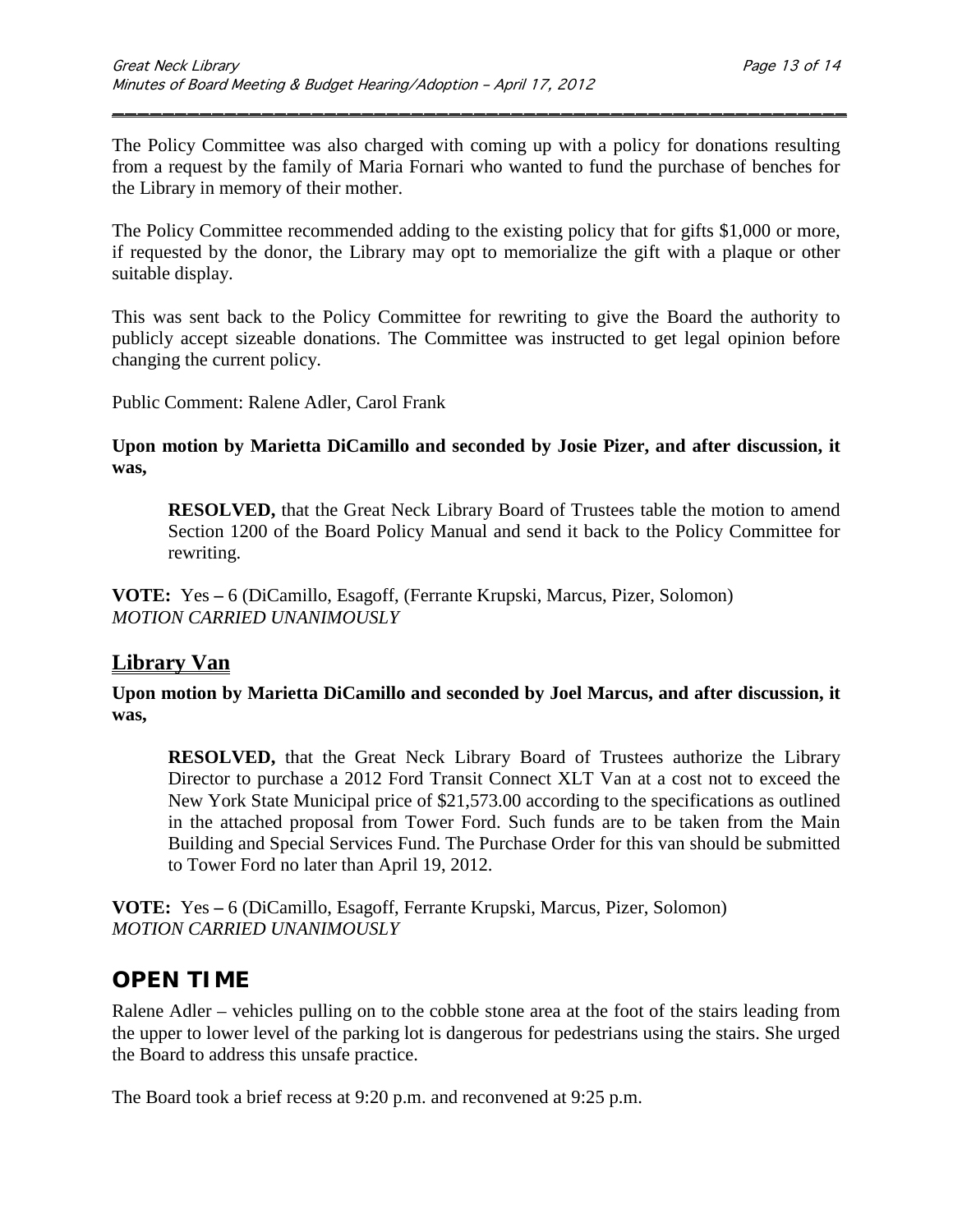The Policy Committee was also charged with coming up with a policy for donations resulting from a request by the family of Maria Fornari who wanted to fund the purchase of benches for the Library in memory of their mother.

The Policy Committee recommended adding to the existing policy that for gifts $1,000 or more, if requested by the donor, the Library may opt to memorialize the gift with a plaque or other suitable display.

This was sent back to the Policy Committee for rewriting to give the Board the authority to publicly accept sizeable donations. The Committee was instructed to get legal opinion before changing the current policy.

Public Comment: Ralene Adler, Carol Frank

**Upon motion by Marietta DiCamillo and seconded by Josie Pizer, and after discussion, it was,**

> **RESOLVED,** that the Great Neck Library Board of Trustees table the motion to amend Section 1200 of the Board Policy Manual and send it back to the Policy Committee for rewriting.

**VOTE:** Yes **–** 6 (DiCamillo, Esagoff, (Ferrante Krupski, Marcus, Pizer, Solomon)
*MOTION CARRIED UNANIMOUSLY*

## Library Van

**Upon motion by Marietta DiCamillo and seconded by Joel Marcus, and after discussion, it was,**

> **RESOLVED,** that the Great Neck Library Board of Trustees authorize the Library Director to purchase a 2012 Ford Transit Connect XLT Van at a cost not to exceed the New York State Municipal price of $21,573.00 according to the specifications as outlined in the attached proposal from Tower Ford. Such funds are to be taken from the Main Building and Special Services Fund. The Purchase Order for this van should be submitted to Tower Ford no later than April 19, 2012.

**VOTE:** Yes **–** 6 (DiCamillo, Esagoff, Ferrante Krupski, Marcus, Pizer, Solomon)
*MOTION CARRIED UNANIMOUSLY*

# OPEN TIME

Ralene Adler – vehicles pulling on to the cobble stone area at the foot of the stairs leading from the upper to lower level of the parking lot is dangerous for pedestrians using the stairs. She urged the Board to address this unsafe practice.

The Board took a brief recess at 9:20 p.m. and reconvened at 9:25 p.m.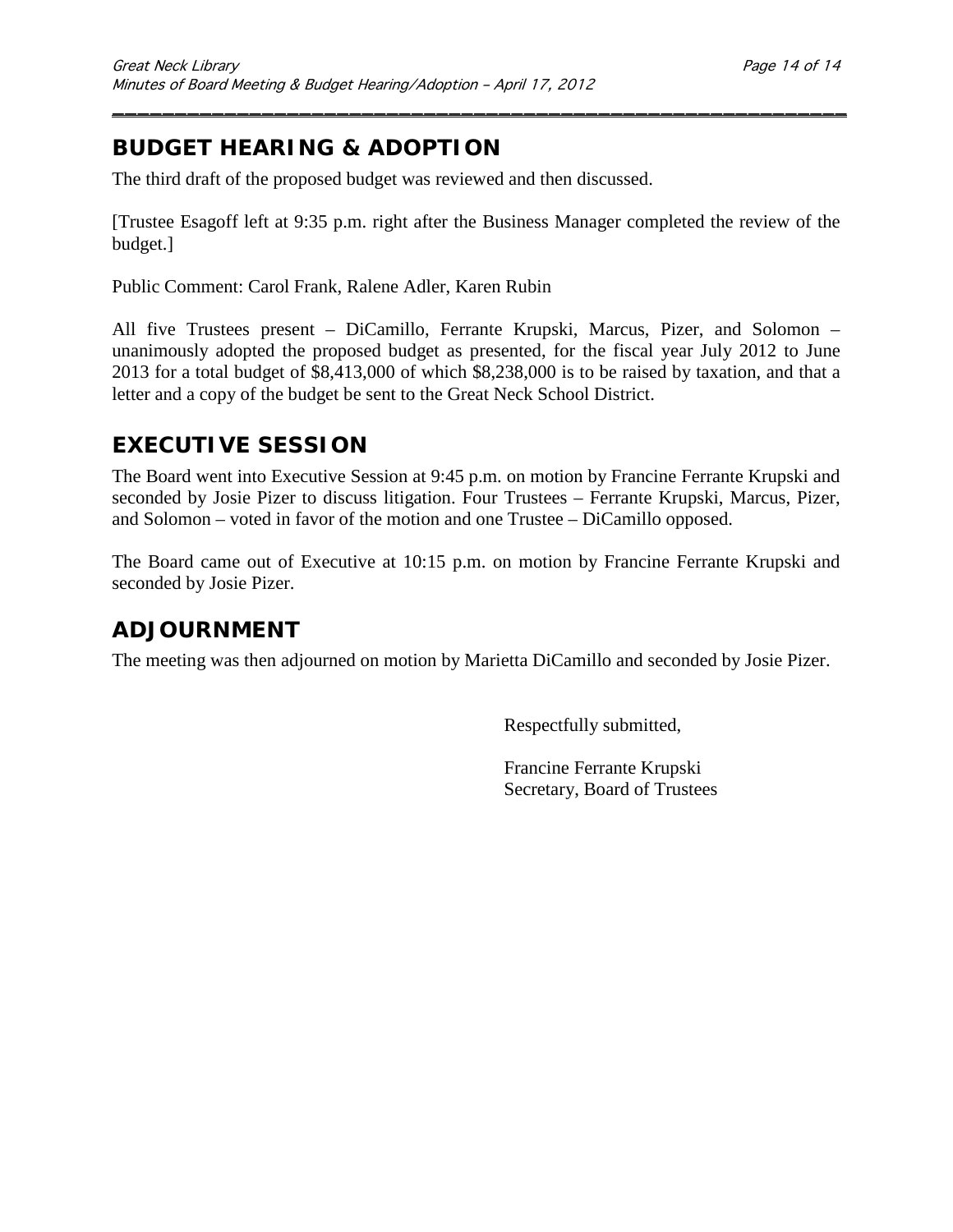## BUDGET HEARING & ADOPTION

The third draft of the proposed budget was reviewed and then discussed.

[Trustee Esagoff left at 9:35 p.m. right after the Business Manager completed the review of the budget.]

Public Comment: Carol Frank, Ralene Adler, Karen Rubin

All five Trustees present – DiCamillo, Ferrante Krupski, Marcus, Pizer, and Solomon – unanimously adopted the proposed budget as presented, for the fiscal year July 2012 to June 2013 for a total budget of $8,413,000 of which $8,238,000 is to be raised by taxation, and that a letter and a copy of the budget be sent to the Great Neck School District.

## EXECUTIVE SESSION

The Board went into Executive Session at 9:45 p.m. on motion by Francine Ferrante Krupski and seconded by Josie Pizer to discuss litigation. Four Trustees – Ferrante Krupski, Marcus, Pizer, and Solomon – voted in favor of the motion and one Trustee – DiCamillo opposed.

The Board came out of Executive at 10:15 p.m. on motion by Francine Ferrante Krupski and seconded by Josie Pizer.

## ADJOURNMENT

The meeting was then adjourned on motion by Marietta DiCamillo and seconded by Josie Pizer.

Respectfully submitted,

Francine Ferrante Krupski
Secretary, Board of Trustees